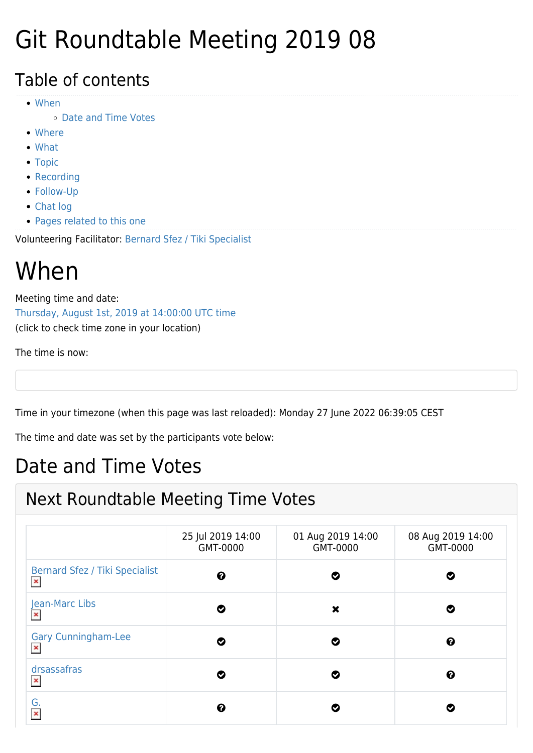# Git Roundtable Meeting 2019 08

## Table of contents

- When
  - Date and Time Votes
- Where
- What
- Topic
- Recording
- Follow-Up
- Chat log
- Pages related to this one

Volunteering Facilitator: Bernard Sfez / Tiki Specialist

# When

Meeting time and date:
Thursday, August 1st, 2019 at 14:00:00 UTC time
(click to check time zone in your location)

The time is now:

Time in your timezone (when this page was last reloaded): Monday 27 June 2022 06:39:05 CEST

The time and date was set by the participants vote below:

## Date and Time Votes

### Next Roundtable Meeting Time Votes

| | 25 Jul 2019 14:00 GMT-0000 | 01 Aug 2019 14:00 GMT-0000 | 08 Aug 2019 14:00 GMT-0000 |
|---|---|---|---|
| Bernard Sfez / Tiki Specialist | ? | ✔ | ✔ |
| Jean-Marc Libs | ✔ | ✖ | ✔ |
| Gary Cunningham-Lee | ✔ | ✔ | ? |
| drsassafras | ✔ | ✔ | ? |
| G. | ? | ✔ | ✔ |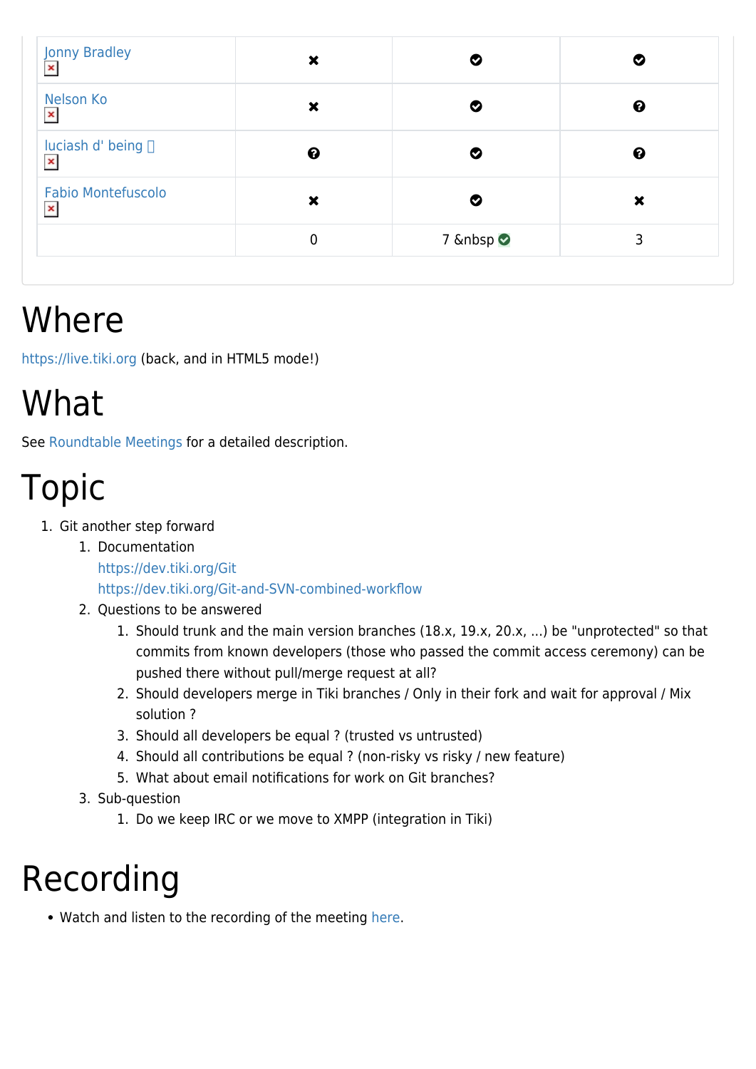| | | | |
|---|---|---|---|
| Jonny Bradley | ✖ | ✔ | ✔ |
| Nelson Ko | ✖ | ✔ | ? |
| luciash d' being 🀆 | ? | ✔ | ? |
| Fabio Montefuscolo | ✖ | ✔ | ✖ |
| | 0 | 7 &nbsp ✔ | 3 |

# Where

https://live.tiki.org (back, and in HTML5 mode!)

# What

See Roundtable Meetings for a detailed description.

# Topic

1. Git another step forward
    1. Documentation
       https://dev.tiki.org/Git
       https://dev.tiki.org/Git-and-SVN-combined-workflow
    2. Questions to be answered
        1. Should trunk and the main version branches (18.x, 19.x, 20.x, ...) be "unprotected" so that commits from known developers (those who passed the commit access ceremony) can be pushed there without pull/merge request at all?
        2. Should developers merge in Tiki branches / Only in their fork and wait for approval / Mix solution ?
        3. Should all developers be equal ? (trusted vs untrusted)
        4. Should all contributions be equal ? (non-risky vs risky / new feature)
        5. What about email notifications for work on Git branches?
    3. Sub-question
        1. Do we keep IRC or we move to XMPP (integration in Tiki)

# Recording

- Watch and listen to the recording of the meeting here.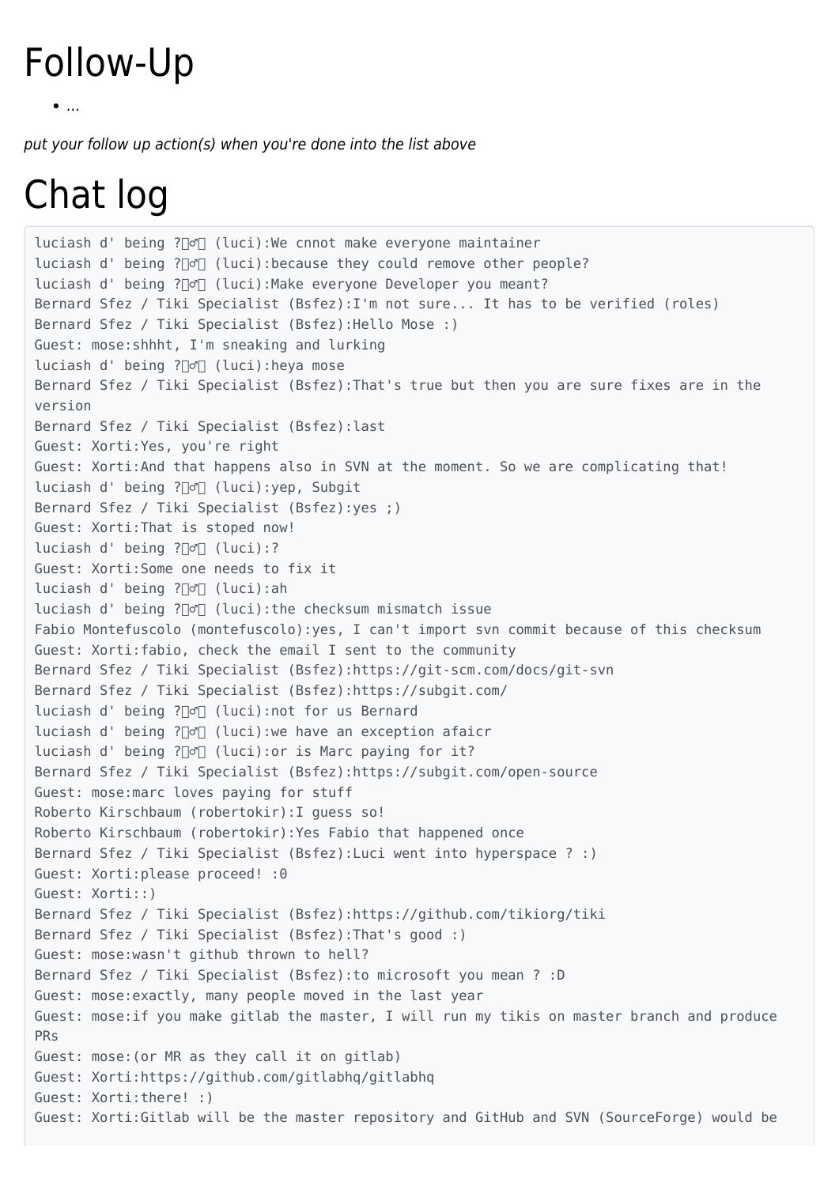# Follow-Up

- ...

*put your follow up action(s) when you're done into the list above*

# Chat log

```
luciash d' being ?♂ (luci):We cnnot make everyone maintainer
luciash d' being ?♂ (luci):because they could remove other people?
luciash d' being ?♂ (luci):Make everyone Developer you meant?
Bernard Sfez / Tiki Specialist (Bsfez):I'm not sure... It has to be verified (roles)
Bernard Sfez / Tiki Specialist (Bsfez):Hello Mose :)
Guest: mose:shhht, I'm sneaking and lurking
luciash d' being ?♂ (luci):heya mose
Bernard Sfez / Tiki Specialist (Bsfez):That's true but then you are sure fixes are in the version
Bernard Sfez / Tiki Specialist (Bsfez):last
Guest: Xorti:Yes, you're right
Guest: Xorti:And that happens also in SVN at the moment. So we are complicating that!
luciash d' being ?♂ (luci):yep, Subgit
Bernard Sfez / Tiki Specialist (Bsfez):yes ;)
Guest: Xorti:That is stoped now!
luciash d' being ?♂ (luci):?
Guest: Xorti:Some one needs to fix it
luciash d' being ?♂ (luci):ah
luciash d' being ?♂ (luci):the checksum mismatch issue
Fabio Montefuscolo (montefuscolo):yes, I can't import svn commit because of this checksum
Guest: Xorti:fabio, check the email I sent to the community
Bernard Sfez / Tiki Specialist (Bsfez):https://git-scm.com/docs/git-svn
Bernard Sfez / Tiki Specialist (Bsfez):https://subgit.com/
luciash d' being ?♂ (luci):not for us Bernard
luciash d' being ?♂ (luci):we have an exception afaicr
luciash d' being ?♂ (luci):or is Marc paying for it?
Bernard Sfez / Tiki Specialist (Bsfez):https://subgit.com/open-source
Guest: mose:marc loves paying for stuff
Roberto Kirschbaum (robertokir):I guess so!
Roberto Kirschbaum (robertokir):Yes Fabio that happened once
Bernard Sfez / Tiki Specialist (Bsfez):Luci went into hyperspace ? :)
Guest: Xorti:please proceed! :0
Guest: Xorti::)
Bernard Sfez / Tiki Specialist (Bsfez):https://github.com/tikiorg/tiki
Bernard Sfez / Tiki Specialist (Bsfez):That's good :)
Guest: mose:wasn't github thrown to hell?
Bernard Sfez / Tiki Specialist (Bsfez):to microsoft you mean ? :D
Guest: mose:exactly, many people moved in the last year
Guest: mose:if you make gitlab the master, I will run my tikis on master branch and produce PRs
Guest: mose:(or MR as they call it on gitlab)
Guest: Xorti:https://github.com/gitlabhq/gitlabhq
Guest: Xorti:there! :)
Guest: Xorti:Gitlab will be the master repository and GitHub and SVN (SourceForge) would be
```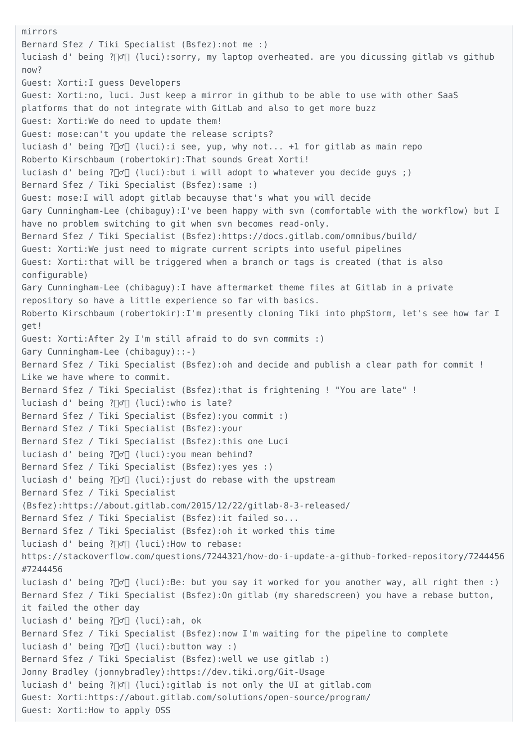```
mirrors
Bernard Sfez / Tiki Specialist (Bsfez):not me :)
luciash d' being ?♂ (luci):sorry, my laptop overheated. are you dicussing gitlab vs github now?
Guest: Xorti:I guess Developers
Guest: Xorti:no, luci. Just keep a mirror in github to be able to use with other SaaS platforms that do not integrate with GitLab and also to get more buzz
Guest: Xorti:We do need to update them!
Guest: mose:can't you update the release scripts?
luciash d' being ?♂ (luci):i see, yup, why not... +1 for gitlab as main repo
Roberto Kirschbaum (robertokir):That sounds Great Xorti!
luciash d' being ?♂ (luci):but i will adopt to whatever you decide guys ;)
Bernard Sfez / Tiki Specialist (Bsfez):same :)
Guest: mose:I will adopt gitlab becauyse that's what you will decide
Gary Cunningham-Lee (chibaguy):I've been happy with svn (comfortable with the workflow) but I have no problem switching to git when svn becomes read-only.
Bernard Sfez / Tiki Specialist (Bsfez):https://docs.gitlab.com/omnibus/build/
Guest: Xorti:We just need to migrate current scripts into useful pipelines
Guest: Xorti:that will be triggered when a branch or tags is created (that is also configurable)
Gary Cunningham-Lee (chibaguy):I have aftermarket theme files at Gitlab in a private repository so have a little experience so far with basics.
Roberto Kirschbaum (robertokir):I'm presently cloning Tiki into phpStorm, let's see how far I get!
Guest: Xorti:After 2y I'm still afraid to do svn commits :)
Gary Cunningham-Lee (chibaguy)::-)
Bernard Sfez / Tiki Specialist (Bsfez):oh and decide and publish a clear path for commit ! Like we have where to commit.
Bernard Sfez / Tiki Specialist (Bsfez):that is frightening ! "You are late" !
luciash d' being ?♂ (luci):who is late?
Bernard Sfez / Tiki Specialist (Bsfez):you commit :)
Bernard Sfez / Tiki Specialist (Bsfez):your
Bernard Sfez / Tiki Specialist (Bsfez):this one Luci
luciash d' being ?♂ (luci):you mean behind?
Bernard Sfez / Tiki Specialist (Bsfez):yes yes :)
luciash d' being ?♂ (luci):just do rebase with the upstream
Bernard Sfez / Tiki Specialist (Bsfez):https://about.gitlab.com/2015/12/22/gitlab-8-3-released/
Bernard Sfez / Tiki Specialist (Bsfez):it failed so...
Bernard Sfez / Tiki Specialist (Bsfez):oh it worked this time
luciash d' being ?♂ (luci):How to rebase: https://stackoverflow.com/questions/7244321/how-do-i-update-a-github-forked-repository/7244456#7244456
luciash d' being ?♂ (luci):Be: but you say it worked for you another way, all right then :)
Bernard Sfez / Tiki Specialist (Bsfez):On gitlab (my sharedscreen) you have a rebase button, it failed the other day
luciash d' being ?♂ (luci):ah, ok
Bernard Sfez / Tiki Specialist (Bsfez):now I'm waiting for the pipeline to complete
luciash d' being ?♂ (luci):button way :)
Bernard Sfez / Tiki Specialist (Bsfez):well we use gitlab :)
Jonny Bradley (jonnybradley):https://dev.tiki.org/Git-Usage
luciash d' being ?♂ (luci):gitlab is not only the UI at gitlab.com
Guest: Xorti:https://about.gitlab.com/solutions/open-source/program/
Guest: Xorti:How to apply OSS
```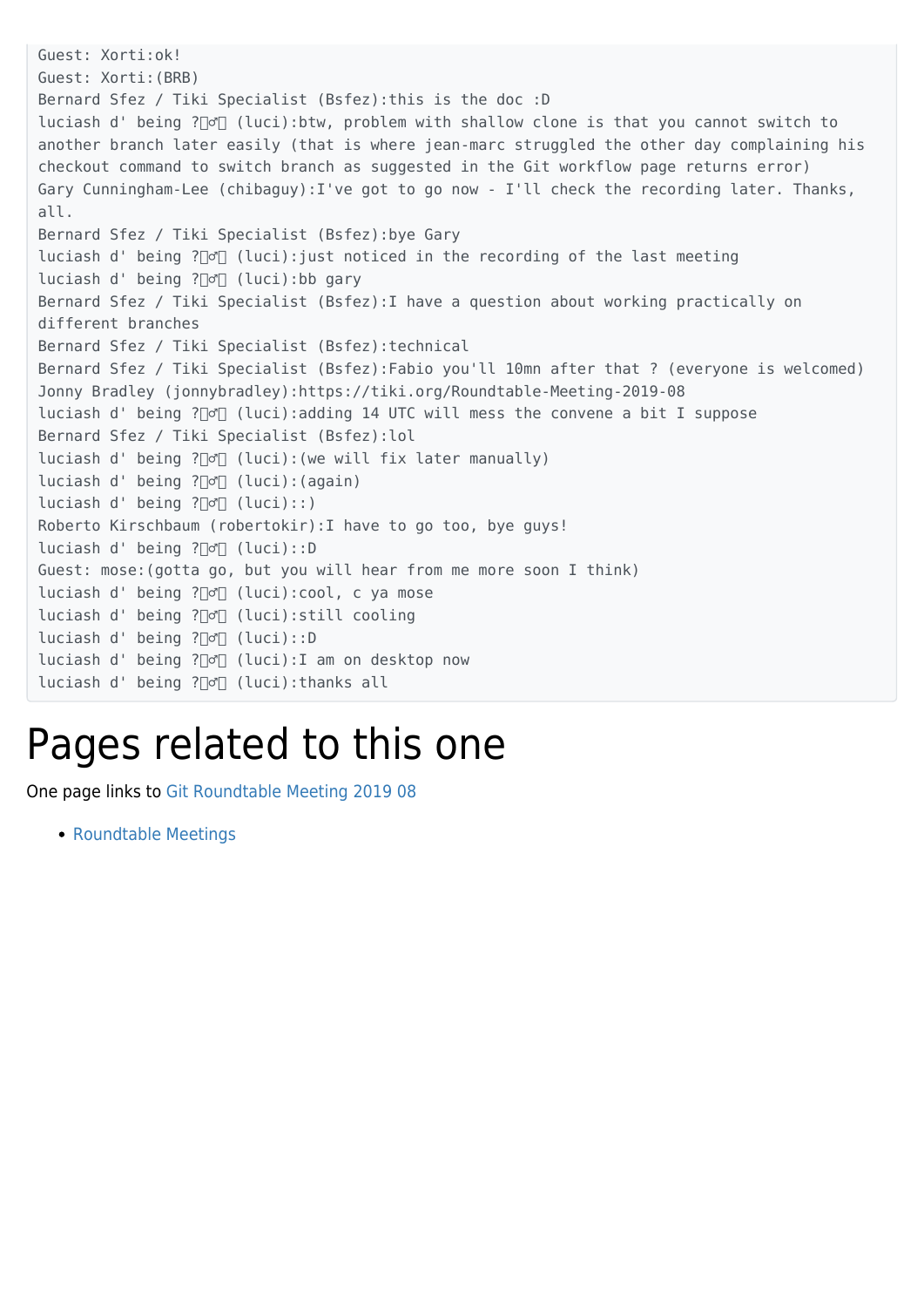```
Guest: Xorti:ok!
Guest: Xorti:(BRB)
Bernard Sfez / Tiki Specialist (Bsfez):this is the doc :D
luciash d' being ?♂ (luci):btw, problem with shallow clone is that you cannot switch to another branch later easily (that is where jean-marc struggled the other day complaining his checkout command to switch branch as suggested in the Git workflow page returns error)
Gary Cunningham-Lee (chibaguy):I've got to go now - I'll check the recording later. Thanks, all.
Bernard Sfez / Tiki Specialist (Bsfez):bye Gary
luciash d' being ?♂ (luci):just noticed in the recording of the last meeting
luciash d' being ?♂ (luci):bb gary
Bernard Sfez / Tiki Specialist (Bsfez):I have a question about working practically on different branches
Bernard Sfez / Tiki Specialist (Bsfez):technical
Bernard Sfez / Tiki Specialist (Bsfez):Fabio you'll 10mn after that ? (everyone is welcomed)
Jonny Bradley (jonnybradley):https://tiki.org/Roundtable-Meeting-2019-08
luciash d' being ?♂ (luci):adding 14 UTC will mess the convene a bit I suppose
Bernard Sfez / Tiki Specialist (Bsfez):lol
luciash d' being ?♂ (luci):(we will fix later manually)
luciash d' being ?♂ (luci):(again)
luciash d' being ?♂ (luci)::)
Roberto Kirschbaum (robertokir):I have to go too, bye guys!
luciash d' being ?♂ (luci)::D
Guest: mose:(gotta go, but you will hear from me more soon I think)
luciash d' being ?♂ (luci):cool, c ya mose
luciash d' being ?♂ (luci):still cooling
luciash d' being ?♂ (luci)::D
luciash d' being ?♂ (luci):I am on desktop now
luciash d' being ?♂ (luci):thanks all
```

# Pages related to this one

One page links to Git Roundtable Meeting 2019 08

- Roundtable Meetings